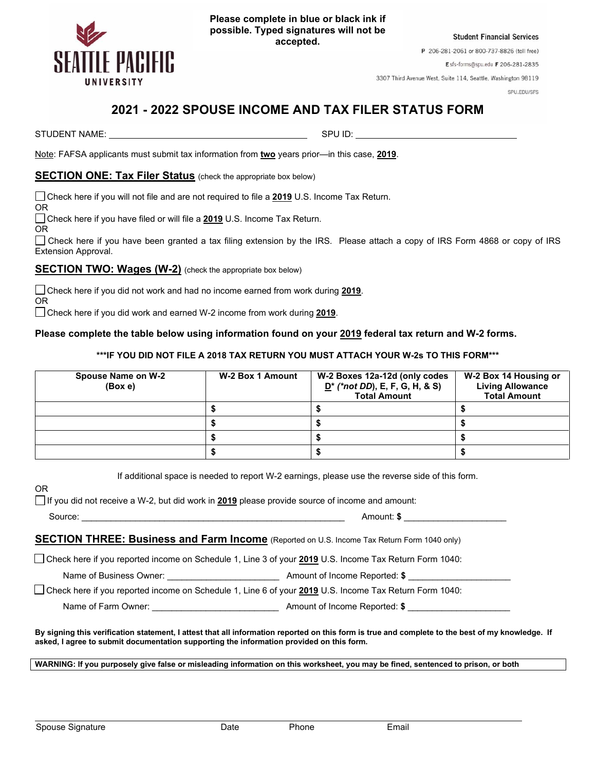SEATTLE PACIFIC UNIVERSITY

**Please complete in blue or black ink if possible. Typed signatures will not be accepted.**

Student Financial Services
P 206-281-2061 or 800-737-8826 (toll free)
E sfs-forms@spu.edu F 206-281-2835
3307 Third Avenue West, Suite 114, Seattle, Washington 98119
SPU.EDU/SFS

# 2021 - 2022 SPOUSE INCOME AND TAX FILER STATUS FORM

STUDENT NAME: ________________________________________ SPU ID: ________________________________

Note: FAFSA applicants must submit tax information from **two** years prior—in this case, **2019**.

## SECTION ONE: Tax Filer Status (check the appropriate box below)

☐ Check here if you will not file and are not required to file a **2019** U.S. Income Tax Return.
OR
☐ Check here if you have filed or will file a **2019** U.S. Income Tax Return.
OR
☐ Check here if you have been granted a tax filing extension by the IRS. Please attach a copy of IRS Form 4868 or copy of IRS Extension Approval.

## SECTION TWO: Wages (W-2) (check the appropriate box below)

☐ Check here if you did not work and had no income earned from work during **2019**.
OR
☐ Check here if you did work and earned W-2 income from work during **2019**.

**Please complete the table below using information found on your 2019 federal tax return and W-2 forms.**

**\*\*\*IF YOU DID NOT FILE A 2018 TAX RETURN YOU MUST ATTACH YOUR W-2s TO THIS FORM\*\*\***

| Spouse Name on W-2 (Box e) | W-2 Box 1 Amount | W-2 Boxes 12a-12d (only codes D* (*not DD), E, F, G, H, & S) Total Amount | W-2 Box 14 Housing or Living Allowance Total Amount |
|---|---|---|---|
| | $ | $ | $ |
| | $ | $ | $ |
| | $ | $ | $ |
| | $ | $ | $ |

If additional space is needed to report W-2 earnings, please use the reverse side of this form.

OR
☐ If you did not receive a W-2, but did work in **2019** please provide source of income and amount:

Source: ______________________________________________________ Amount: **$** ____________________

## SECTION THREE: Business and Farm Income (Reported on U.S. Income Tax Return Form 1040 only)

☐ Check here if you reported income on Schedule 1, Line 3 of your **2019** U.S. Income Tax Return Form 1040:

Name of Business Owner: ______________________ Amount of Income Reported: **$** ____________________

☐ Check here if you reported income on Schedule 1, Line 6 of your **2019** U.S. Income Tax Return Form 1040:

Name of Farm Owner: _________________________ Amount of Income Reported: **$** ____________________

**By signing this verification statement, I attest that all information reported on this form is true and complete to the best of my knowledge. If asked, I agree to submit documentation supporting the information provided on this form.**

**WARNING: If you purposely give false or misleading information on this worksheet, you may be fined, sentenced to prison, or both**

_______________________________________________________________________________________

Spouse Signature     Date     Phone     Email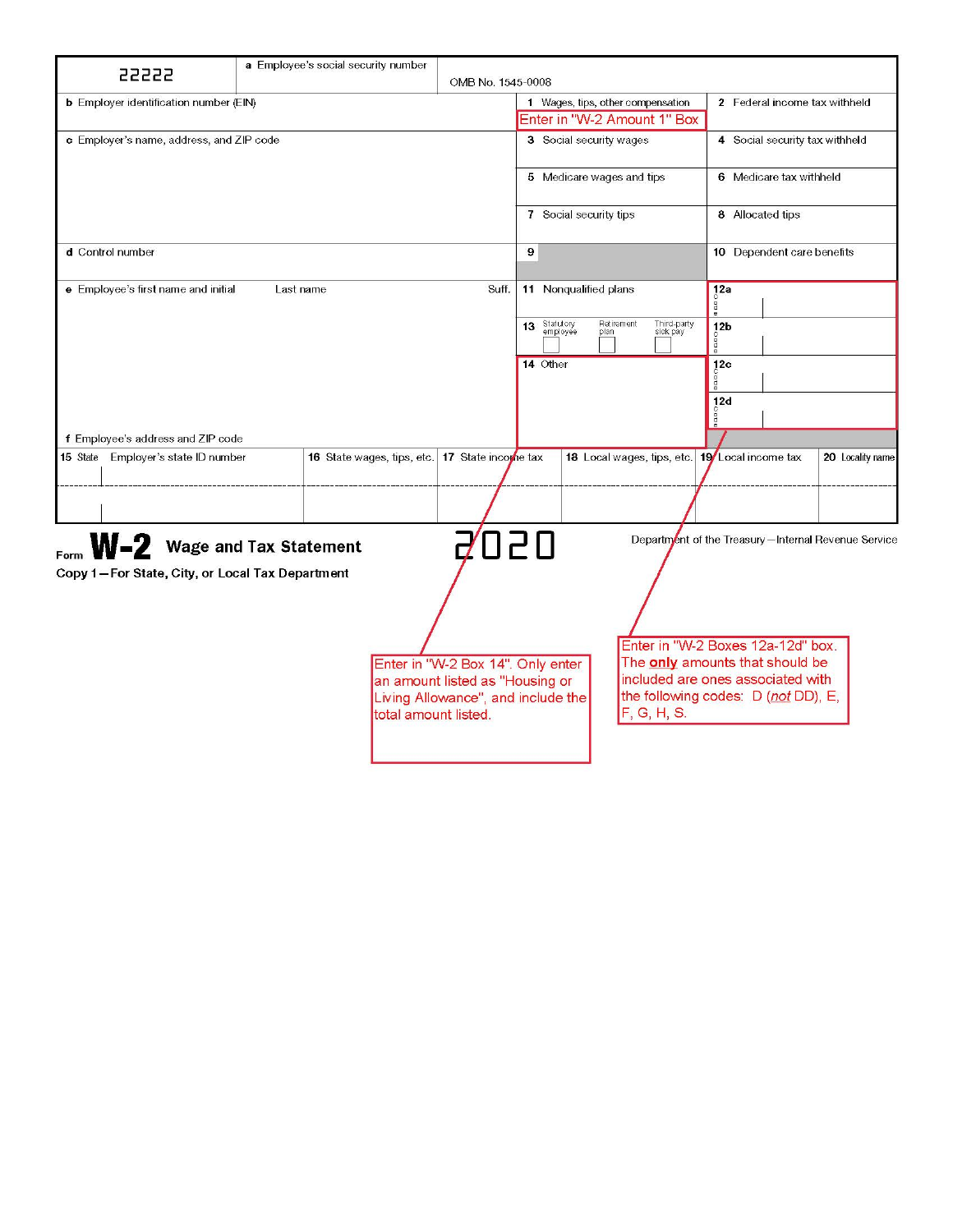| 22222 | a Employee's social security number | OMB No. 1545-0008 | |
|---|---|---|---|
| b Employer identification number (EIN) | | 1 Wages, tips, other compensation<br>Enter in "W-2 Amount 1" Box | 2 Federal income tax withheld |
| c Employer's name, address, and ZIP code | | 3 Social security wages | 4 Social security tax withheld |
| | | 5 Medicare wages and tips | 6 Medicare tax withheld |
| | | 7 Social security tips | 8 Allocated tips |
| d Control number | | 9 | 10 Dependent care benefits |
| e Employee's first name and initial Last name Suff. | | 11 Nonqualified plans | 12a Code |
| | | 13 Statutory employee / Retirement plan / Third-party sick pay | 12b Code |
| | | 14 Other | 12c Code |
| f Employee's address and ZIP code | | | 12d Code |

| 15 State | Employer's state ID number | 16 State wages, tips, etc. | 17 State income tax | 18 Local wages, tips, etc. | 19 Local income tax | 20 Locality name |
|---|---|---|---|---|---|---|
| | | | | | | |
| | | | | | | |

Form **W-2** **Wage and Tax Statement** 2020

Department of the Treasury—Internal Revenue Service

**Copy 1—For State, City, or Local Tax Department**

Enter in "W-2 Box 14". Only enter an amount listed as "Housing or Living Allowance", and include the total amount listed.

Enter in "W-2 Boxes 12a-12d" box. The **only** amounts that should be included are ones associated with the following codes: D (*not* DD), E, F, G, H, S.